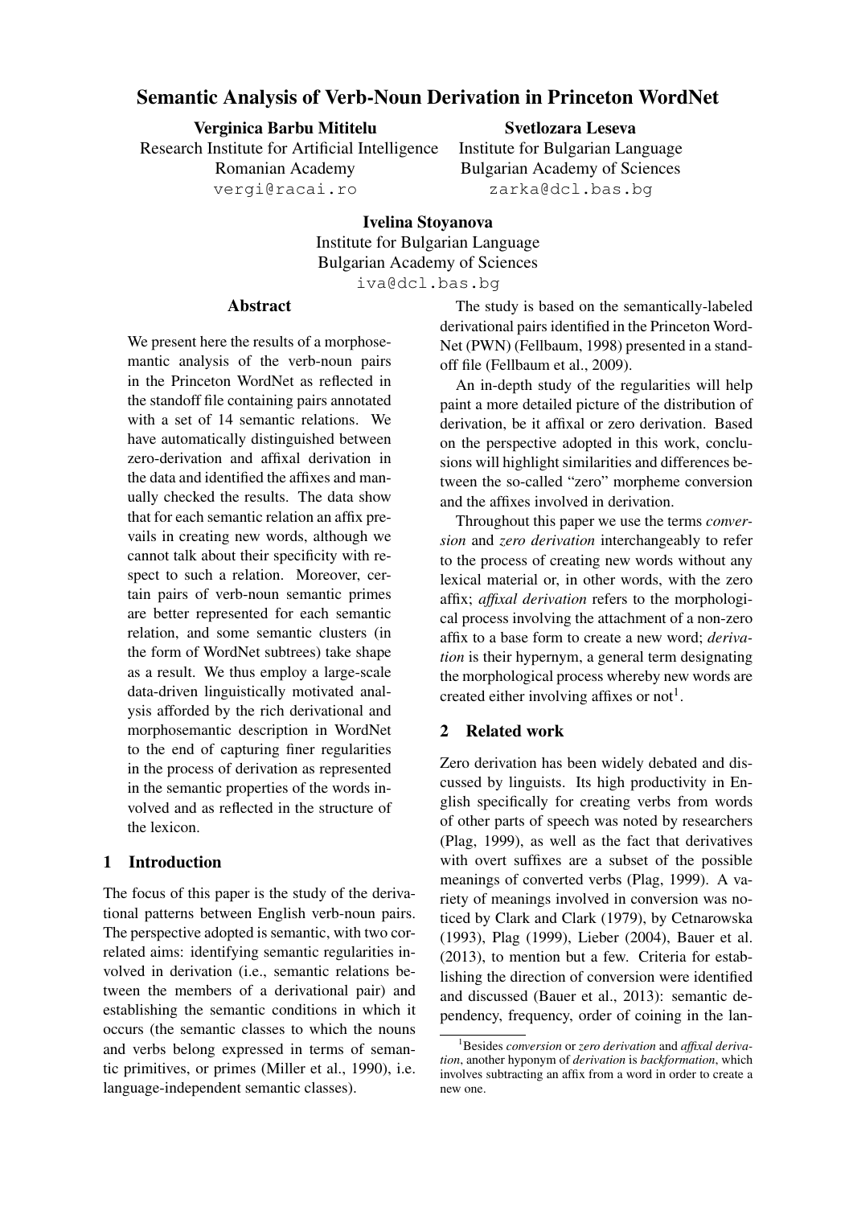# Semantic Analysis of Verb-Noun Derivation in Princeton WordNet

**Verginica Barbu Mititelu**
Research Institute for Artificial Intelligence
Romanian Academy
vergi@racai.ro

**Svetlozara Leseva**
Institute for Bulgarian Language
Bulgarian Academy of Sciences
zarka@dcl.bas.bg

**Ivelina Stoyanova**
Institute for Bulgarian Language
Bulgarian Academy of Sciences
iva@dcl.bas.bg

## Abstract

We present here the results of a morphosemantic analysis of the verb-noun pairs in the Princeton WordNet as reflected in the standoff file containing pairs annotated with a set of 14 semantic relations. We have automatically distinguished between zero-derivation and affixal derivation in the data and identified the affixes and manually checked the results. The data show that for each semantic relation an affix prevails in creating new words, although we cannot talk about their specificity with respect to such a relation. Moreover, certain pairs of verb-noun semantic primes are better represented for each semantic relation, and some semantic clusters (in the form of WordNet subtrees) take shape as a result. We thus employ a large-scale data-driven linguistically motivated analysis afforded by the rich derivational and morphosemantic description in WordNet to the end of capturing finer regularities in the process of derivation as represented in the semantic properties of the words involved and as reflected in the structure of the lexicon.

## 1 Introduction

The focus of this paper is the study of the derivational patterns between English verb-noun pairs. The perspective adopted is semantic, with two correlated aims: identifying semantic regularities involved in derivation (i.e., semantic relations between the members of a derivational pair) and establishing the semantic conditions in which it occurs (the semantic classes to which the nouns and verbs belong expressed in terms of semantic primitives, or primes (Miller et al., 1990), i.e. language-independent semantic classes).

The study is based on the semantically-labeled derivational pairs identified in the Princeton WordNet (PWN) (Fellbaum, 1998) presented in a standoff file (Fellbaum et al., 2009).

An in-depth study of the regularities will help paint a more detailed picture of the distribution of derivation, be it affixal or zero derivation. Based on the perspective adopted in this work, conclusions will highlight similarities and differences between the so-called "zero" morpheme conversion and the affixes involved in derivation.

Throughout this paper we use the terms *conversion* and *zero derivation* interchangeably to refer to the process of creating new words without any lexical material or, in other words, with the zero affix; *affixal derivation* refers to the morphological process involving the attachment of a non-zero affix to a base form to create a new word; *derivation* is their hypernym, a general term designating the morphological process whereby new words are created either involving affixes or not[1].

## 2 Related work

Zero derivation has been widely debated and discussed by linguists. Its high productivity in English specifically for creating verbs from words of other parts of speech was noted by researchers (Plag, 1999), as well as the fact that derivatives with overt suffixes are a subset of the possible meanings of converted verbs (Plag, 1999). A variety of meanings involved in conversion was noticed by Clark and Clark (1979), by Cetnarowska (1993), Plag (1999), Lieber (2004), Bauer et al. (2013), to mention but a few. Criteria for establishing the direction of conversion were identified and discussed (Bauer et al., 2013): semantic dependency, frequency, order of coining in the lan-

[1] Besides *conversion* or *zero derivation* and *affixal derivation*, another hyponym of *derivation* is *backformation*, which involves subtracting an affix from a word in order to create a new one.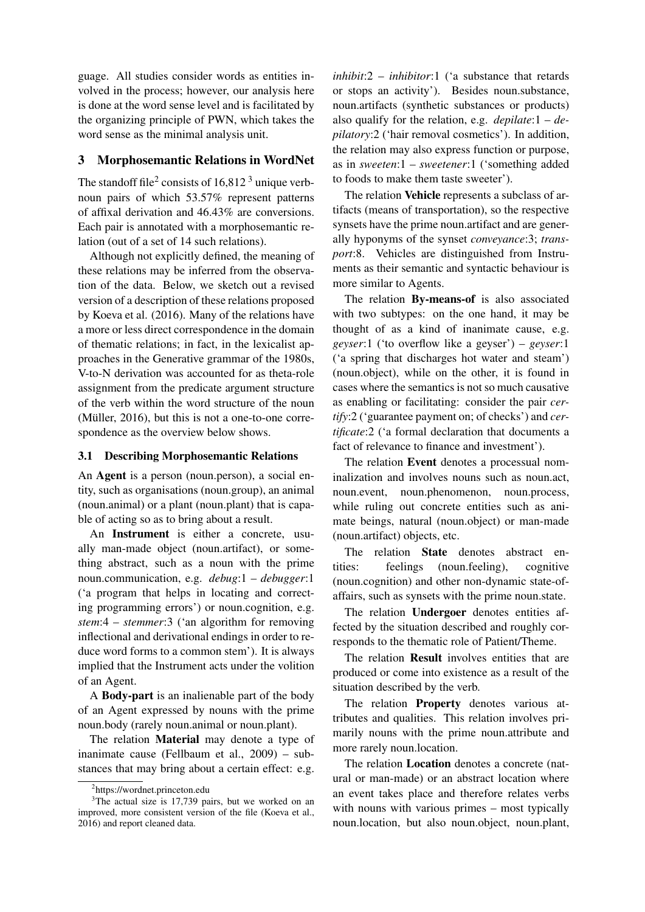guage. All studies consider words as entities involved in the process; however, our analysis here is done at the word sense level and is facilitated by the organizing principle of PWN, which takes the word sense as the minimal analysis unit.

## 3 Morphosemantic Relations in WordNet

The standoff file[2] consists of 16,812 [3] unique verb-noun pairs of which 53.57% represent patterns of affixal derivation and 46.43% are conversions. Each pair is annotated with a morphosemantic relation (out of a set of 14 such relations).

Although not explicitly defined, the meaning of these relations may be inferred from the observation of the data. Below, we sketch out a revised version of a description of these relations proposed by Koeva et al. (2016). Many of the relations have a more or less direct correspondence in the domain of thematic relations; in fact, in the lexicalist approaches in the Generative grammar of the 1980s, V-to-N derivation was accounted for as theta-role assignment from the predicate argument structure of the verb within the word structure of the noun (Müller, 2016), but this is not a one-to-one correspondence as the overview below shows.

### 3.1 Describing Morphosemantic Relations

An **Agent** is a person (noun.person), a social entity, such as organisations (noun.group), an animal (noun.animal) or a plant (noun.plant) that is capable of acting so as to bring about a result.

An **Instrument** is either a concrete, usually man-made object (noun.artifact), or something abstract, such as a noun with the prime noun.communication, e.g. *debug*:1 – *debugger*:1 ('a program that helps in locating and correcting programming errors') or noun.cognition, e.g. *stem*:4 – *stemmer*:3 ('an algorithm for removing inflectional and derivational endings in order to reduce word forms to a common stem'). It is always implied that the Instrument acts under the volition of an Agent.

A **Body-part** is an inalienable part of the body of an Agent expressed by nouns with the prime noun.body (rarely noun.animal or noun.plant).

The relation **Material** may denote a type of inanimate cause (Fellbaum et al., 2009) – substances that may bring about a certain effect: e.g. *inhibit*:2 – *inhibitor*:1 ('a substance that retards or stops an activity'). Besides noun.substance, noun.artifacts (synthetic substances or products) also qualify for the relation, e.g. *depilate*:1 – *depilatory*:2 ('hair removal cosmetics'). In addition, the relation may also express function or purpose, as in *sweeten*:1 – *sweetener*:1 ('something added to foods to make them taste sweeter').

The relation **Vehicle** represents a subclass of artifacts (means of transportation), so the respective synsets have the prime noun.artifact and are generally hyponyms of the synset *conveyance*:3; *transport*:8. Vehicles are distinguished from Instruments as their semantic and syntactic behaviour is more similar to Agents.

The relation **By-means-of** is also associated with two subtypes: on the one hand, it may be thought of as a kind of inanimate cause, e.g. *geyser*:1 ('to overflow like a geyser') – *geyser*:1 ('a spring that discharges hot water and steam') (noun.object), while on the other, it is found in cases where the semantics is not so much causative as enabling or facilitating: consider the pair *certify*:2 ('guarantee payment on; of checks') and *certificate*:2 ('a formal declaration that documents a fact of relevance to finance and investment').

The relation **Event** denotes a processual nominalization and involves nouns such as noun.act, noun.event, noun.phenomenon, noun.process, while ruling out concrete entities such as animate beings, natural (noun.object) or man-made (noun.artifact) objects, etc.

The relation **State** denotes abstract entities: feelings (noun.feeling), cognitive (noun.cognition) and other non-dynamic state-of-affairs, such as synsets with the prime noun.state.

The relation **Undergoer** denotes entities affected by the situation described and roughly corresponds to the thematic role of Patient/Theme.

The relation **Result** involves entities that are produced or come into existence as a result of the situation described by the verb.

The relation **Property** denotes various attributes and qualities. This relation involves primarily nouns with the prime noun.attribute and more rarely noun.location.

The relation **Location** denotes a concrete (natural or man-made) or an abstract location where an event takes place and therefore relates verbs with nouns with various primes – most typically noun.location, but also noun.object, noun.plant,

[2] https://wordnet.princeton.edu

[3] The actual size is 17,739 pairs, but we worked on an improved, more consistent version of the file (Koeva et al., 2016) and report cleaned data.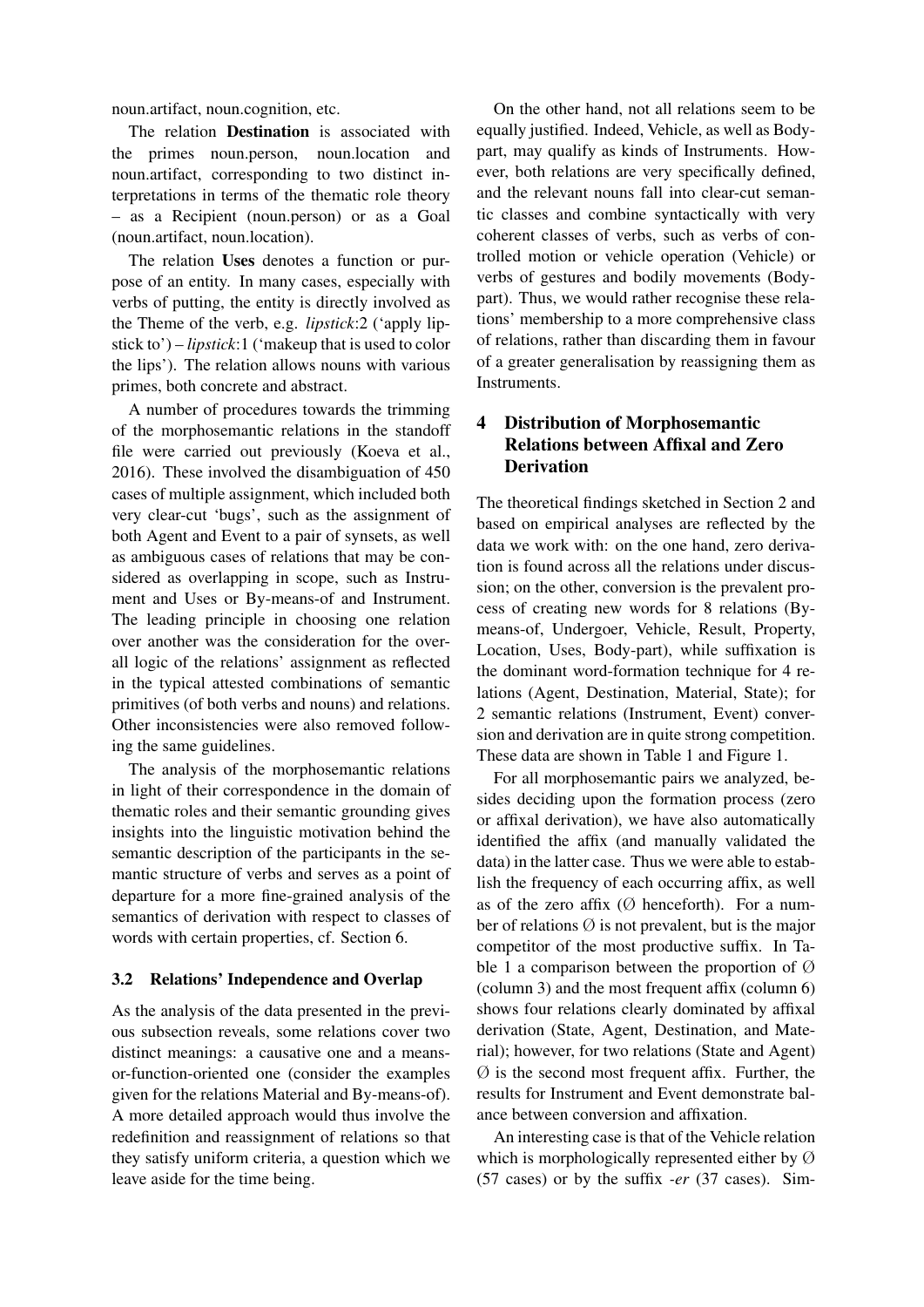noun.artifact, noun.cognition, etc.

The relation **Destination** is associated with the primes noun.person, noun.location and noun.artifact, corresponding to two distinct interpretations in terms of the thematic role theory – as a Recipient (noun.person) or as a Goal (noun.artifact, noun.location).

The relation **Uses** denotes a function or purpose of an entity. In many cases, especially with verbs of putting, the entity is directly involved as the Theme of the verb, e.g. *lipstick*:2 ('apply lipstick to') – *lipstick*:1 ('makeup that is used to color the lips'). The relation allows nouns with various primes, both concrete and abstract.

A number of procedures towards the trimming of the morphosemantic relations in the standoff file were carried out previously (Koeva et al., 2016). These involved the disambiguation of 450 cases of multiple assignment, which included both very clear-cut 'bugs', such as the assignment of both Agent and Event to a pair of synsets, as well as ambiguous cases of relations that may be considered as overlapping in scope, such as Instrument and Uses or By-means-of and Instrument. The leading principle in choosing one relation over another was the consideration for the overall logic of the relations' assignment as reflected in the typical attested combinations of semantic primitives (of both verbs and nouns) and relations. Other inconsistencies were also removed following the same guidelines.

The analysis of the morphosemantic relations in light of their correspondence in the domain of thematic roles and their semantic grounding gives insights into the linguistic motivation behind the semantic description of the participants in the semantic structure of verbs and serves as a point of departure for a more fine-grained analysis of the semantics of derivation with respect to classes of words with certain properties, cf. Section 6.

### 3.2 Relations' Independence and Overlap

As the analysis of the data presented in the previous subsection reveals, some relations cover two distinct meanings: a causative one and a means-or-function-oriented one (consider the examples given for the relations Material and By-means-of). A more detailed approach would thus involve the redefinition and reassignment of relations so that they satisfy uniform criteria, a question which we leave aside for the time being.

On the other hand, not all relations seem to be equally justified. Indeed, Vehicle, as well as Body-part, may qualify as kinds of Instruments. However, both relations are very specifically defined, and the relevant nouns fall into clear-cut semantic classes and combine syntactically with very coherent classes of verbs, such as verbs of controlled motion or vehicle operation (Vehicle) or verbs of gestures and bodily movements (Body-part). Thus, we would rather recognise these relations' membership to a more comprehensive class of relations, rather than discarding them in favour of a greater generalisation by reassigning them as Instruments.

## 4 Distribution of Morphosemantic Relations between Affixal and Zero Derivation

The theoretical findings sketched in Section 2 and based on empirical analyses are reflected by the data we work with: on the one hand, zero derivation is found across all the relations under discussion; on the other, conversion is the prevalent process of creating new words for 8 relations (By-means-of, Undergoer, Vehicle, Result, Property, Location, Uses, Body-part), while suffixation is the dominant word-formation technique for 4 relations (Agent, Destination, Material, State); for 2 semantic relations (Instrument, Event) conversion and derivation are in quite strong competition. These data are shown in Table 1 and Figure 1.

For all morphosemantic pairs we analyzed, besides deciding upon the formation process (zero or affixal derivation), we have also automatically identified the affix (and manually validated the data) in the latter case. Thus we were able to establish the frequency of each occurring affix, as well as of the zero affix (Ø henceforth). For a number of relations Ø is not prevalent, but is the major competitor of the most productive suffix. In Table 1 a comparison between the proportion of Ø (column 3) and the most frequent affix (column 6) shows four relations clearly dominated by affixal derivation (State, Agent, Destination, and Material); however, for two relations (State and Agent) Ø is the second most frequent affix. Further, the results for Instrument and Event demonstrate balance between conversion and affixation.

An interesting case is that of the Vehicle relation which is morphologically represented either by Ø (57 cases) or by the suffix *-er* (37 cases). Sim-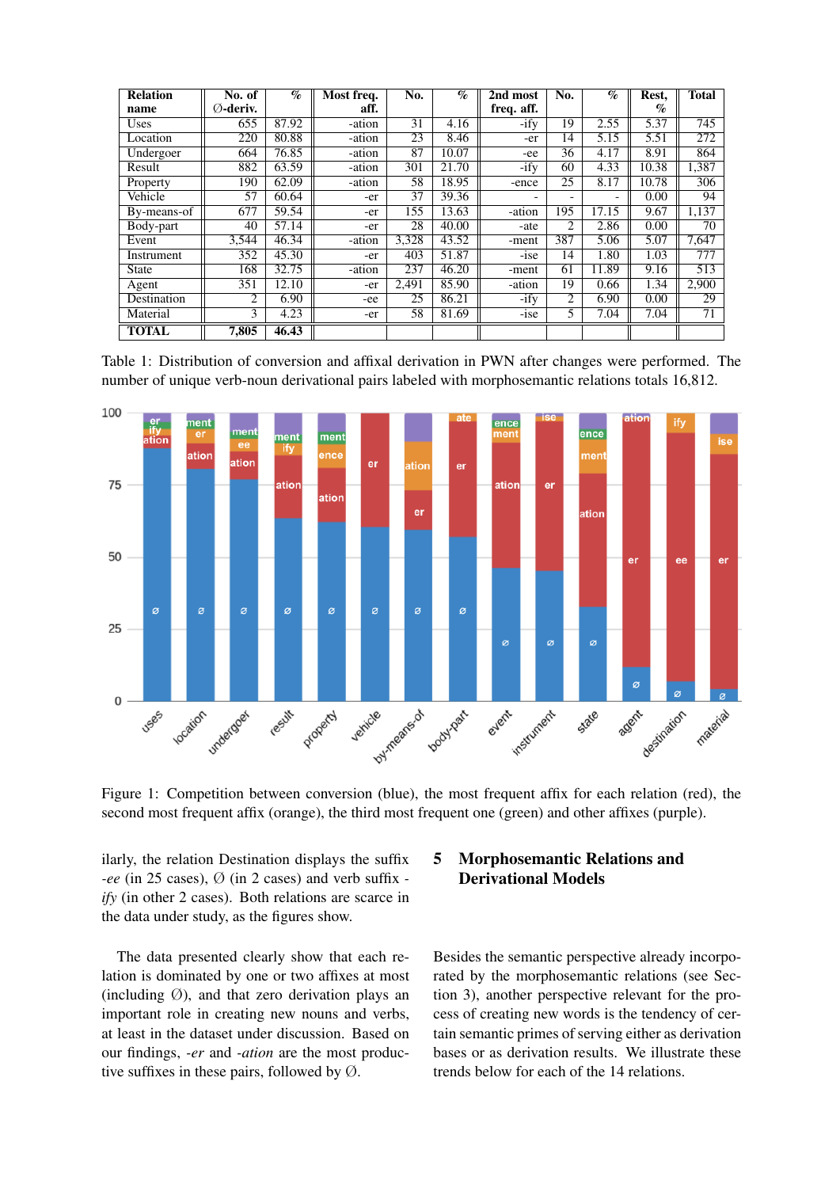| Relation name | No. of Ø-deriv. | % | Most freq. aff. | No. | % | 2nd most freq. aff. | No. | % | Rest, % | Total |
|---|---|---|---|---|---|---|---|---|---|---|
| Uses | 655 | 87.92 | -ation | 31 | 4.16 | -ify | 19 | 2.55 | 5.37 | 745 |
| Location | 220 | 80.88 | -ation | 23 | 8.46 | -er | 14 | 5.15 | 5.51 | 272 |
| Undergoer | 664 | 76.85 | -ation | 87 | 10.07 | -ee | 36 | 4.17 | 8.91 | 864 |
| Result | 882 | 63.59 | -ation | 301 | 21.70 | -ify | 60 | 4.33 | 10.38 | 1,387 |
| Property | 190 | 62.09 | -ation | 58 | 18.95 | -ence | 25 | 8.17 | 10.78 | 306 |
| Vehicle | 57 | 60.64 | -er | 37 | 39.36 | - | - | - | 0.00 | 94 |
| By-means-of | 677 | 59.54 | -er | 155 | 13.63 | -ation | 195 | 17.15 | 9.67 | 1,137 |
| Body-part | 40 | 57.14 | -er | 28 | 40.00 | -ate | 2 | 2.86 | 0.00 | 70 |
| Event | 3,544 | 46.34 | -ation | 3,328 | 43.52 | -ment | 387 | 5.06 | 5.07 | 7,647 |
| Instrument | 352 | 45.30 | -er | 403 | 51.87 | -ise | 14 | 1.80 | 1.03 | 777 |
| State | 168 | 32.75 | -ation | 237 | 46.20 | -ment | 61 | 11.89 | 9.16 | 513 |
| Agent | 351 | 12.10 | -er | 2,491 | 85.90 | -ation | 19 | 0.66 | 1.34 | 2,900 |
| Destination | 2 | 6.90 | -ee | 25 | 86.21 | -ify | 2 | 6.90 | 0.00 | 29 |
| Material | 3 | 4.23 | -er | 58 | 81.69 | -ise | 5 | 7.04 | 7.04 | 71 |
| **TOTAL** | **7,805** | **46.43** | | | | | | | | |

Table 1: Distribution of conversion and affixal derivation in PWN after changes were performed. The number of unique verb-noun derivational pairs labeled with morphosemantic relations totals 16,812.

Figure 1: Competition between conversion (blue), the most frequent affix for each relation (red), the second most frequent affix (orange), the third most frequent one (green) and other affixes (purple).

ilarly, the relation Destination displays the suffix *-ee* (in 25 cases), Ø (in 2 cases) and verb suffix *-ify* (in other 2 cases). Both relations are scarce in the data under study, as the figures show.

The data presented clearly show that each relation is dominated by one or two affixes at most (including Ø), and that zero derivation plays an important role in creating new nouns and verbs, at least in the dataset under discussion. Based on our findings, *-er* and *-ation* are the most productive suffixes in these pairs, followed by Ø.

## 5 Morphosemantic Relations and Derivational Models

Besides the semantic perspective already incorporated by the morphosemantic relations (see Section 3), another perspective relevant for the process of creating new words is the tendency of certain semantic primes of serving either as derivation bases or as derivation results. We illustrate these trends below for each of the 14 relations.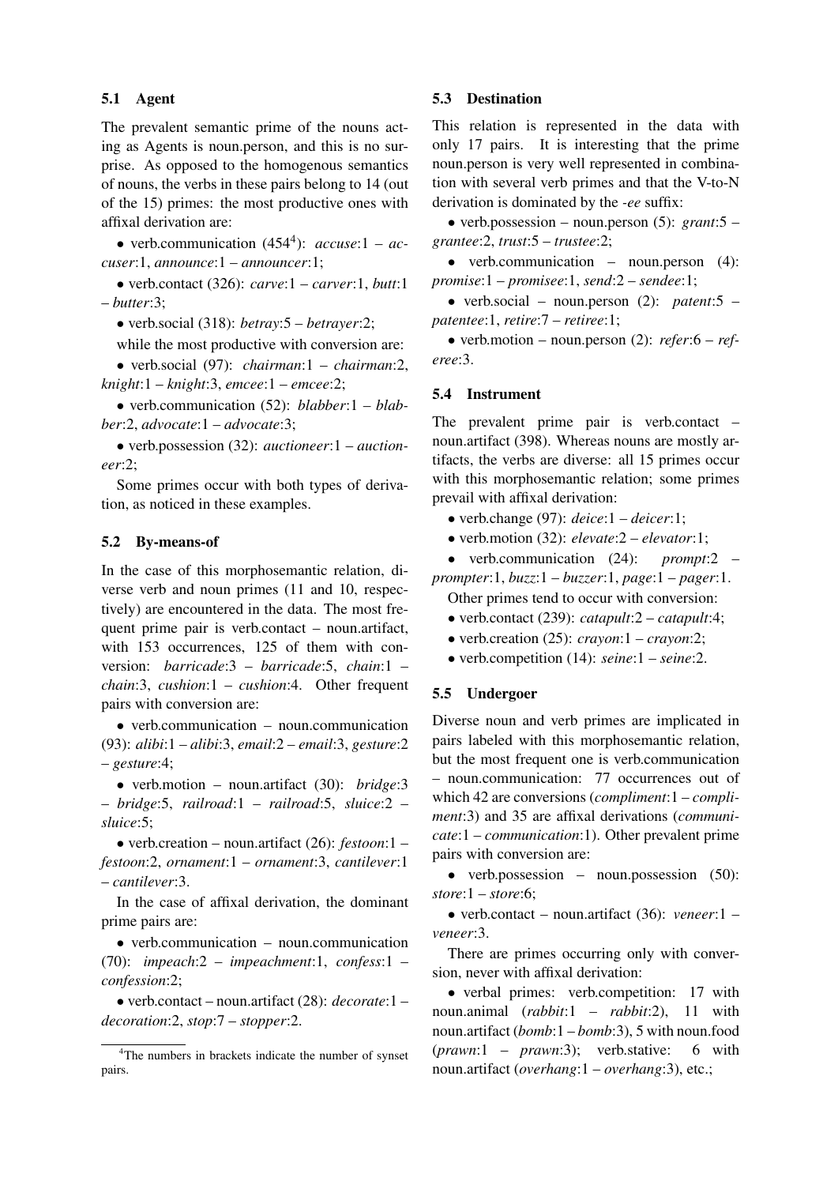### 5.1 Agent

The prevalent semantic prime of the nouns acting as Agents is noun.person, and this is no surprise. As opposed to the homogenous semantics of nouns, the verbs in these pairs belong to 14 (out of the 15) primes: the most productive ones with affixal derivation are:

- verb.communication (454[4]): *accuse*:1 – *accuser*:1, *announce*:1 – *announcer*:1;
- verb.contact (326): *carve*:1 – *carver*:1, *butt*:1 – *butter*:3;
- verb.social (318): *betray*:5 – *betrayer*:2;

while the most productive with conversion are:

- verb.social (97): *chairman*:1 – *chairman*:2, *knight*:1 – *knight*:3, *emcee*:1 – *emcee*:2;
- verb.communication (52): *blabber*:1 – *blabber*:2, *advocate*:1 – *advocate*:3;
- verb.possession (32): *auctioneer*:1 – *auctioneer*:2;

Some primes occur with both types of derivation, as noticed in these examples.

### 5.2 By-means-of

In the case of this morphosemantic relation, diverse verb and noun primes (11 and 10, respectively) are encountered in the data. The most frequent prime pair is verb.contact – noun.artifact, with 153 occurrences, 125 of them with conversion: *barricade*:3 – *barricade*:5, *chain*:1 – *chain*:3, *cushion*:1 – *cushion*:4. Other frequent pairs with conversion are:

- verb.communication – noun.communication (93): *alibi*:1 – *alibi*:3, *email*:2 – *email*:3, *gesture*:2 – *gesture*:4;
- verb.motion – noun.artifact (30): *bridge*:3 – *bridge*:5, *railroad*:1 – *railroad*:5, *sluice*:2 – *sluice*:5;
- verb.creation – noun.artifact (26): *festoon*:1 – *festoon*:2, *ornament*:1 – *ornament*:3, *cantilever*:1 – *cantilever*:3.

In the case of affixal derivation, the dominant prime pairs are:

- verb.communication – noun.communication (70): *impeach*:2 – *impeachment*:1, *confess*:1 – *confession*:2;
- verb.contact – noun.artifact (28): *decorate*:1 – *decoration*:2, *stop*:7 – *stopper*:2.

[4] The numbers in brackets indicate the number of synset pairs.

### 5.3 Destination

This relation is represented in the data with only 17 pairs. It is interesting that the prime noun.person is very well represented in combination with several verb primes and that the V-to-N derivation is dominated by the *-ee* suffix:

- verb.possession – noun.person (5): *grant*:5 – *grantee*:2, *trust*:5 – *trustee*:2;
- verb.communication – noun.person (4): *promise*:1 – *promisee*:1, *send*:2 – *sendee*:1;
- verb.social – noun.person (2): *patent*:5 – *patentee*:1, *retire*:7 – *retiree*:1;
- verb.motion – noun.person (2): *refer*:6 – *referee*:3.

### 5.4 Instrument

The prevalent prime pair is verb.contact – noun.artifact (398). Whereas nouns are mostly artifacts, the verbs are diverse: all 15 primes occur with this morphosemantic relation; some primes prevail with affixal derivation:

- verb.change (97): *deice*:1 – *deicer*:1;
- verb.motion (32): *elevate*:2 – *elevator*:1;
- verb.communication (24): *prompt*:2 – *prompter*:1, *buzz*:1 – *buzzer*:1, *page*:1 – *pager*:1.

Other primes tend to occur with conversion:

- verb.contact (239): *catapult*:2 – *catapult*:4;
- verb.creation (25): *crayon*:1 – *crayon*:2;
- verb.competition (14): *seine*:1 – *seine*:2.

### 5.5 Undergoer

Diverse noun and verb primes are implicated in pairs labeled with this morphosemantic relation, but the most frequent one is verb.communication – noun.communication: 77 occurrences out of which 42 are conversions (*compliment*:1 – *compliment*:3) and 35 are affixal derivations (*communicate*:1 – *communication*:1). Other prevalent prime pairs with conversion are:

- verb.possession – noun.possession (50): *store*:1 – *store*:6;
- verb.contact – noun.artifact (36): *veneer*:1 – *veneer*:3.

There are primes occurring only with conversion, never with affixal derivation:

- verbal primes: verb.competition: 17 with noun.animal (*rabbit*:1 – *rabbit*:2), 11 with noun.artifact (*bomb*:1 – *bomb*:3), 5 with noun.food (*prawn*:1 – *prawn*:3); verb.stative: 6 with noun.artifact (*overhang*:1 – *overhang*:3), etc.;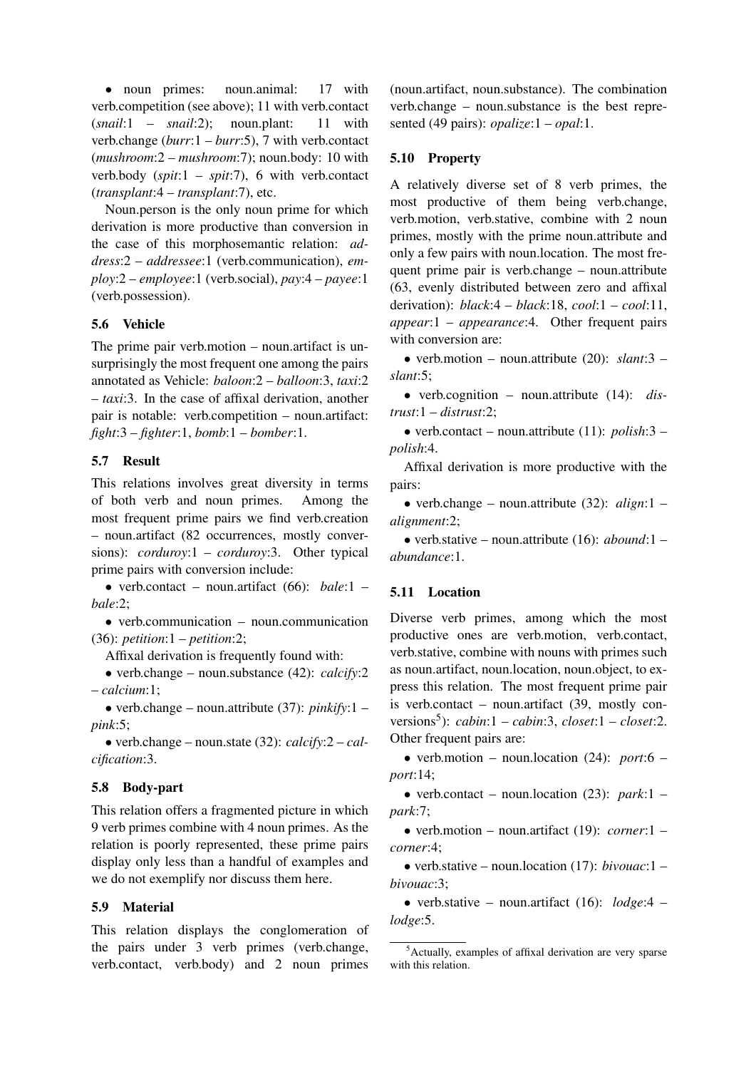• noun primes: noun.animal: 17 with verb.competition (see above); 11 with verb.contact (*snail*:1 – *snail*:2); noun.plant: 11 with verb.change (*burr*:1 – *burr*:5), 7 with verb.contact (*mushroom*:2 – *mushroom*:7); noun.body: 10 with verb.body (*spit*:1 – *spit*:7), 6 with verb.contact (*transplant*:4 – *transplant*:7), etc.

Noun.person is the only noun prime for which derivation is more productive than conversion in the case of this morphosemantic relation: *address*:2 – *addressee*:1 (verb.communication), *employ*:2 – *employee*:1 (verb.social), *pay*:4 – *payee*:1 (verb.possession).

### 5.6 Vehicle

The prime pair verb.motion – noun.artifact is unsurprisingly the most frequent one among the pairs annotated as Vehicle: *baloon*:2 – *balloon*:3, *taxi*:2 – *taxi*:3. In the case of affixal derivation, another pair is notable: verb.competition – noun.artifact: *fight*:3 – *fighter*:1, *bomb*:1 – *bomber*:1.

### 5.7 Result

This relations involves great diversity in terms of both verb and noun primes. Among the most frequent prime pairs we find verb.creation – noun.artifact (82 occurrences, mostly conversions): *corduroy*:1 – *corduroy*:3. Other typical prime pairs with conversion include:

• verb.contact – noun.artifact (66): *bale*:1 – *bale*:2;

• verb.communication – noun.communication (36): *petition*:1 – *petition*:2;

Affixal derivation is frequently found with:

• verb.change – noun.substance (42): *calcify*:2 – *calcium*:1;

• verb.change – noun.attribute (37): *pinkify*:1 – *pink*:5;

• verb.change – noun.state (32): *calcify*:2 – *calcification*:3.

### 5.8 Body-part

This relation offers a fragmented picture in which 9 verb primes combine with 4 noun primes. As the relation is poorly represented, these prime pairs display only less than a handful of examples and we do not exemplify nor discuss them here.

### 5.9 Material

This relation displays the conglomeration of the pairs under 3 verb primes (verb.change, verb.contact, verb.body) and 2 noun primes (noun.artifact, noun.substance). The combination verb.change – noun.substance is the best represented (49 pairs): *opalize*:1 – *opal*:1.

### 5.10 Property

A relatively diverse set of 8 verb primes, the most productive of them being verb.change, verb.motion, verb.stative, combine with 2 noun primes, mostly with the prime noun.attribute and only a few pairs with noun.location. The most frequent prime pair is verb.change – noun.attribute (63, evenly distributed between zero and affixal derivation): *black*:4 – *black*:18, *cool*:1 – *cool*:11, *appear*:1 – *appearance*:4. Other frequent pairs with conversion are:

• verb.motion – noun.attribute (20): *slant*:3 – *slant*:5;

• verb.cognition – noun.attribute (14): *distrust*:1 – *distrust*:2;

• verb.contact – noun.attribute (11): *polish*:3 – *polish*:4.

Affixal derivation is more productive with the pairs:

• verb.change – noun.attribute (32): *align*:1 – *alignment*:2;

• verb.stative – noun.attribute (16): *abound*:1 – *abundance*:1.

### 5.11 Location

Diverse verb primes, among which the most productive ones are verb.motion, verb.contact, verb.stative, combine with nouns with primes such as noun.artifact, noun.location, noun.object, to express this relation. The most frequent prime pair is verb.contact – noun.artifact (39, mostly conversions[5]): *cabin*:1 – *cabin*:3, *closet*:1 – *closet*:2. Other frequent pairs are:

• verb.motion – noun.location (24): *port*:6 – *port*:14;

• verb.contact – noun.location (23): *park*:1 – *park*:7;

• verb.motion – noun.artifact (19): *corner*:1 – *corner*:4;

• verb.stative – noun.location (17): *bivouac*:1 – *bivouac*:3;

• verb.stative – noun.artifact (16): *lodge*:4 – *lodge*:5.

[5]Actually, examples of affixal derivation are very sparse with this relation.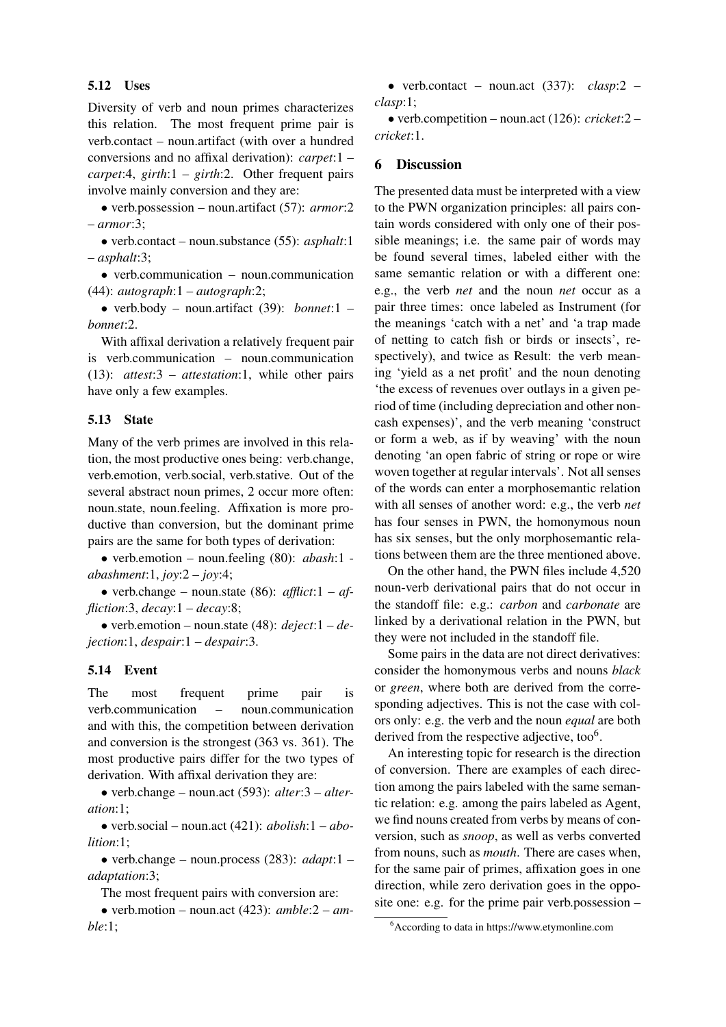### 5.12 Uses

Diversity of verb and noun primes characterizes this relation. The most frequent prime pair is verb.contact – noun.artifact (with over a hundred conversions and no affixal derivation): *carpet*:1 – *carpet*:4, *girth*:1 – *girth*:2. Other frequent pairs involve mainly conversion and they are:

• verb.possession – noun.artifact (57): *armor*:2 – *armor*:3;

• verb.contact – noun.substance (55): *asphalt*:1 – *asphalt*:3;

• verb.communication – noun.communication (44): *autograph*:1 – *autograph*:2;

• verb.body – noun.artifact (39): *bonnet*:1 – *bonnet*:2.

With affixal derivation a relatively frequent pair is verb.communication – noun.communication (13): *attest*:3 – *attestation*:1, while other pairs have only a few examples.

### 5.13 State

Many of the verb primes are involved in this relation, the most productive ones being: verb.change, verb.emotion, verb.social, verb.stative. Out of the several abstract noun primes, 2 occur more often: noun.state, noun.feeling. Affixation is more productive than conversion, but the dominant prime pairs are the same for both types of derivation:

• verb.emotion – noun.feeling (80): *abash*:1 - *abashment*:1, *joy*:2 – *joy*:4;

• verb.change – noun.state (86): *afflict*:1 – *affliction*:3, *decay*:1 – *decay*:8;

• verb.emotion – noun.state (48): *deject*:1 – *dejection*:1, *despair*:1 – *despair*:3.

### 5.14 Event

The most frequent prime pair is verb.communication – noun.communication and with this, the competition between derivation and conversion is the strongest (363 vs. 361). The most productive pairs differ for the two types of derivation. With affixal derivation they are:

• verb.change – noun.act (593): *alter*:3 – *alteration*:1;

• verb.social – noun.act (421): *abolish*:1 – *abolition*:1;

• verb.change – noun.process (283): *adapt*:1 – *adaptation*:3;

The most frequent pairs with conversion are:

• verb.motion – noun.act (423): *amble*:2 – *amble*:1;

• verb.contact – noun.act (337): *clasp*:2 – *clasp*:1;

• verb.competition – noun.act (126): *cricket*:2 – *cricket*:1.

## 6 Discussion

The presented data must be interpreted with a view to the PWN organization principles: all pairs contain words considered with only one of their possible meanings; i.e. the same pair of words may be found several times, labeled either with the same semantic relation or with a different one: e.g., the verb *net* and the noun *net* occur as a pair three times: once labeled as Instrument (for the meanings 'catch with a net' and 'a trap made of netting to catch fish or birds or insects', respectively), and twice as Result: the verb meaning 'yield as a net profit' and the noun denoting 'the excess of revenues over outlays in a given period of time (including depreciation and other non-cash expenses)', and the verb meaning 'construct or form a web, as if by weaving' with the noun denoting 'an open fabric of string or rope or wire woven together at regular intervals'. Not all senses of the words can enter a morphosemantic relation with all senses of another word: e.g., the verb *net* has four senses in PWN, the homonymous noun has six senses, but the only morphosemantic relations between them are the three mentioned above.

On the other hand, the PWN files include 4,520 noun-verb derivational pairs that do not occur in the standoff file: e.g.: *carbon* and *carbonate* are linked by a derivational relation in the PWN, but they were not included in the standoff file.

Some pairs in the data are not direct derivatives: consider the homonymous verbs and nouns *black* or *green*, where both are derived from the corresponding adjectives. This is not the case with colors only: e.g. the verb and the noun *equal* are both derived from the respective adjective, too[6].

An interesting topic for research is the direction of conversion. There are examples of each direction among the pairs labeled with the same semantic relation: e.g. among the pairs labeled as Agent, we find nouns created from verbs by means of conversion, such as *snoop*, as well as verbs converted from nouns, such as *mouth*. There are cases when, for the same pair of primes, affixation goes in one direction, while zero derivation goes in the opposite one: e.g. for the prime pair verb.possession –

[6] According to data in https://www.etymonline.com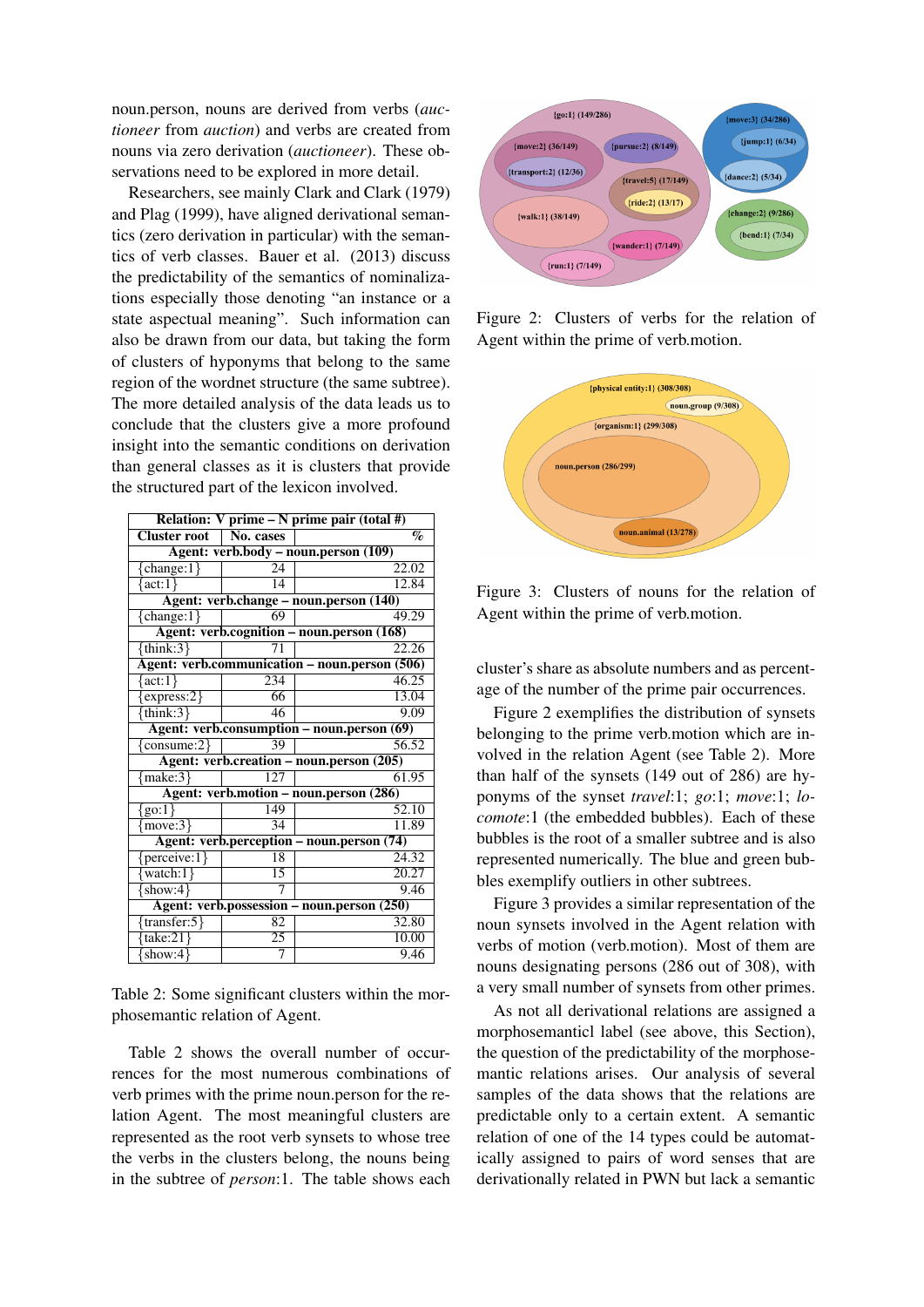noun.person, nouns are derived from verbs (*auctioneer* from *auction*) and verbs are created from nouns via zero derivation (*auctioneer*). These observations need to be explored in more detail.

Researchers, see mainly Clark and Clark (1979) and Plag (1999), have aligned derivational semantics (zero derivation in particular) with the semantics of verb classes. Bauer et al. (2013) discuss the predictability of the semantics of nominalizations especially those denoting "an instance or a state aspectual meaning". Such information can also be drawn from our data, but taking the form of clusters of hyponyms that belong to the same region of the wordnet structure (the same subtree). The more detailed analysis of the data leads us to conclude that the clusters give a more profound insight into the semantic conditions on derivation than general classes as it is clusters that provide the structured part of the lexicon involved.

| Relation: V prime – N prime pair (total #) | | |
|---|---|---|
| **Cluster root** | **No. cases** | **%** |
| **Agent: verb.body – noun.person (109)** | | |
| {change:1} | 24 | 22.02 |
| {act:1} | 14 | 12.84 |
| **Agent: verb.change – noun.person (140)** | | |
| {change:1} | 69 | 49.29 |
| **Agent: verb.cognition – noun.person (168)** | | |
| {think:3} | 71 | 22.26 |
| **Agent: verb.communication – noun.person (506)** | | |
| {act:1} | 234 | 46.25 |
| {express:2} | 66 | 13.04 |
| {think:3} | 46 | 9.09 |
| **Agent: verb.consumption – noun.person (69)** | | |
| {consume:2} | 39 | 56.52 |
| **Agent: verb.creation – noun.person (205)** | | |
| {make:3} | 127 | 61.95 |
| **Agent: verb.motion – noun.person (286)** | | |
| {go:1} | 149 | 52.10 |
| {move:3} | 34 | 11.89 |
| **Agent: verb.perception – noun.person (74)** | | |
| {perceive:1} | 18 | 24.32 |
| {watch:1} | 15 | 20.27 |
| {show:4} | 7 | 9.46 |
| **Agent: verb.possession – noun.person (250)** | | |
| {transfer:5} | 82 | 32.80 |
| {take:21} | 25 | 10.00 |
| {show:4} | 7 | 9.46 |

Table 2: Some significant clusters within the morphosemantic relation of Agent.

Table 2 shows the overall number of occurrences for the most numerous combinations of verb primes with the prime noun.person for the relation Agent. The most meaningful clusters are represented as the root verb synsets to whose tree the verbs in the clusters belong, the nouns being in the subtree of *person*:1. The table shows each cluster's share as absolute numbers and as percentage of the number of the prime pair occurrences.

Figure 2: Clusters of verbs for the relation of Agent within the prime of verb.motion.

Figure 3: Clusters of nouns for the relation of Agent within the prime of verb.motion.

Figure 2 exemplifies the distribution of synsets belonging to the prime verb.motion which are involved in the relation Agent (see Table 2). More than half of the synsets (149 out of 286) are hyponyms of the synset *travel*:1; *go*:1; *move*:1; *locomote*:1 (the embedded bubbles). Each of these bubbles is the root of a smaller subtree and is also represented numerically. The blue and green bubbles exemplify outliers in other subtrees.

Figure 3 provides a similar representation of the noun synsets involved in the Agent relation with verbs of motion (verb.motion). Most of them are nouns designating persons (286 out of 308), with a very small number of synsets from other primes.

As not all derivational relations are assigned a morphosemanticl label (see above, this Section), the question of the predictability of the morphosemantic relations arises. Our analysis of several samples of the data shows that the relations are predictable only to a certain extent. A semantic relation of one of the 14 types could be automatically assigned to pairs of word senses that are derivationally related in PWN but lack a semantic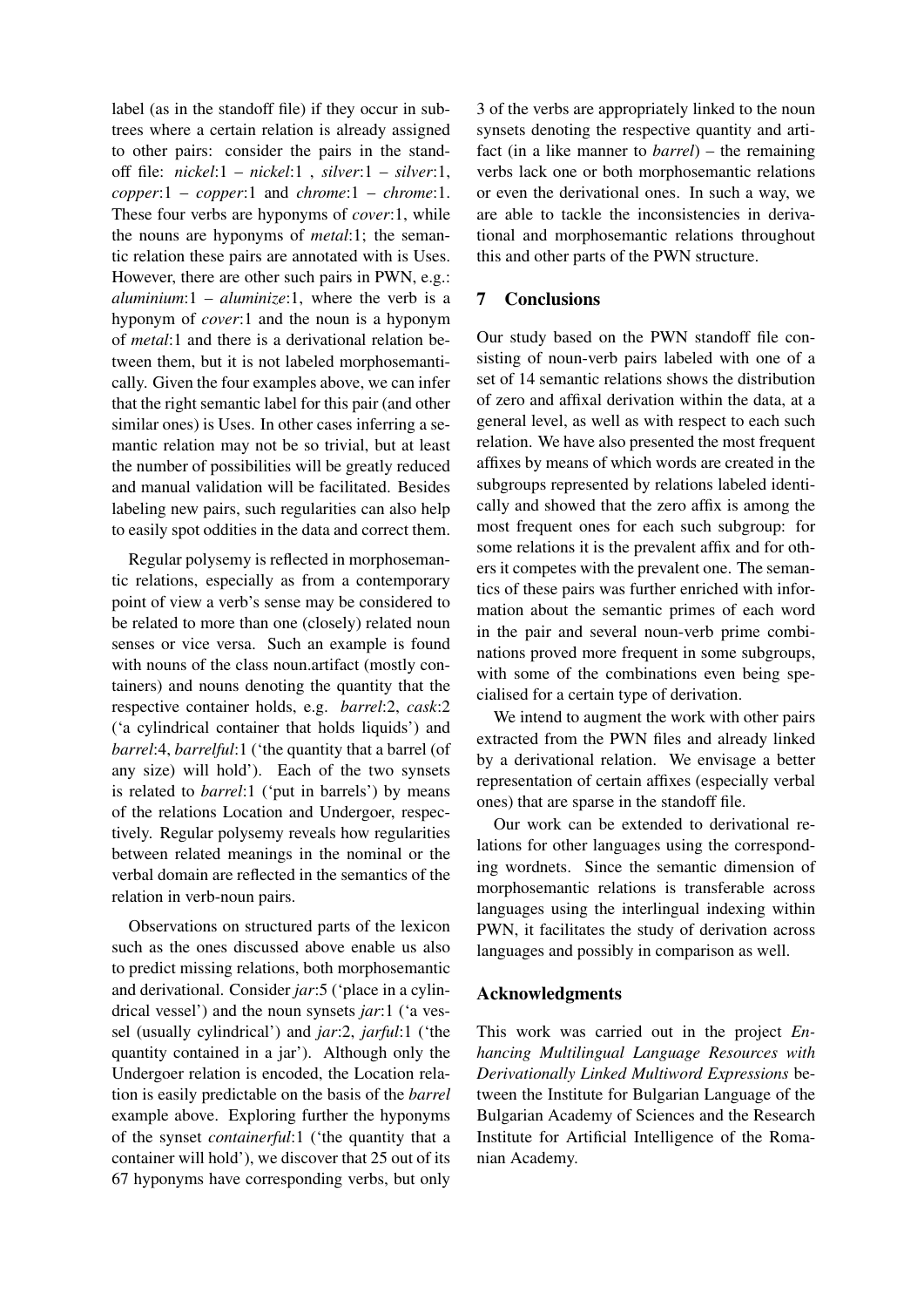label (as in the standoff file) if they occur in subtrees where a certain relation is already assigned to other pairs: consider the pairs in the standoff file: *nickel*:1 – *nickel*:1 , *silver*:1 – *silver*:1, *copper*:1 – *copper*:1 and *chrome*:1 – *chrome*:1. These four verbs are hyponyms of *cover*:1, while the nouns are hyponyms of *metal*:1; the semantic relation these pairs are annotated with is Uses. However, there are other such pairs in PWN, e.g.: *aluminium*:1 – *aluminize*:1, where the verb is a hyponym of *cover*:1 and the noun is a hyponym of *metal*:1 and there is a derivational relation between them, but it is not labeled morphosemantically. Given the four examples above, we can infer that the right semantic label for this pair (and other similar ones) is Uses. In other cases inferring a semantic relation may not be so trivial, but at least the number of possibilities will be greatly reduced and manual validation will be facilitated. Besides labeling new pairs, such regularities can also help to easily spot oddities in the data and correct them.

Regular polysemy is reflected in morphosemantic relations, especially as from a contemporary point of view a verb's sense may be considered to be related to more than one (closely) related noun senses or vice versa. Such an example is found with nouns of the class noun.artifact (mostly containers) and nouns denoting the quantity that the respective container holds, e.g. *barrel*:2, *cask*:2 ('a cylindrical container that holds liquids') and *barrel*:4, *barrelful*:1 ('the quantity that a barrel (of any size) will hold'). Each of the two synsets is related to *barrel*:1 ('put in barrels') by means of the relations Location and Undergoer, respectively. Regular polysemy reveals how regularities between related meanings in the nominal or the verbal domain are reflected in the semantics of the relation in verb-noun pairs.

Observations on structured parts of the lexicon such as the ones discussed above enable us also to predict missing relations, both morphosemantic and derivational. Consider *jar*:5 ('place in a cylindrical vessel') and the noun synsets *jar*:1 ('a vessel (usually cylindrical') and *jar*:2, *jarful*:1 ('the quantity contained in a jar'). Although only the Undergoer relation is encoded, the Location relation is easily predictable on the basis of the *barrel* example above. Exploring further the hyponyms of the synset *containerful*:1 ('the quantity that a container will hold'), we discover that 25 out of its 67 hyponyms have corresponding verbs, but only 3 of the verbs are appropriately linked to the noun synsets denoting the respective quantity and artifact (in a like manner to *barrel*) – the remaining verbs lack one or both morphosemantic relations or even the derivational ones. In such a way, we are able to tackle the inconsistencies in derivational and morphosemantic relations throughout this and other parts of the PWN structure.

## 7 Conclusions

Our study based on the PWN standoff file consisting of noun-verb pairs labeled with one of a set of 14 semantic relations shows the distribution of zero and affixal derivation within the data, at a general level, as well as with respect to each such relation. We have also presented the most frequent affixes by means of which words are created in the subgroups represented by relations labeled identically and showed that the zero affix is among the most frequent ones for each such subgroup: for some relations it is the prevalent affix and for others it competes with the prevalent one. The semantics of these pairs was further enriched with information about the semantic primes of each word in the pair and several noun-verb prime combinations proved more frequent in some subgroups, with some of the combinations even being specialised for a certain type of derivation.

We intend to augment the work with other pairs extracted from the PWN files and already linked by a derivational relation. We envisage a better representation of certain affixes (especially verbal ones) that are sparse in the standoff file.

Our work can be extended to derivational relations for other languages using the corresponding wordnets. Since the semantic dimension of morphosemantic relations is transferable across languages using the interlingual indexing within PWN, it facilitates the study of derivation across languages and possibly in comparison as well.

## Acknowledgments

This work was carried out in the project *Enhancing Multilingual Language Resources with Derivationally Linked Multiword Expressions* between the Institute for Bulgarian Language of the Bulgarian Academy of Sciences and the Research Institute for Artificial Intelligence of the Romanian Academy.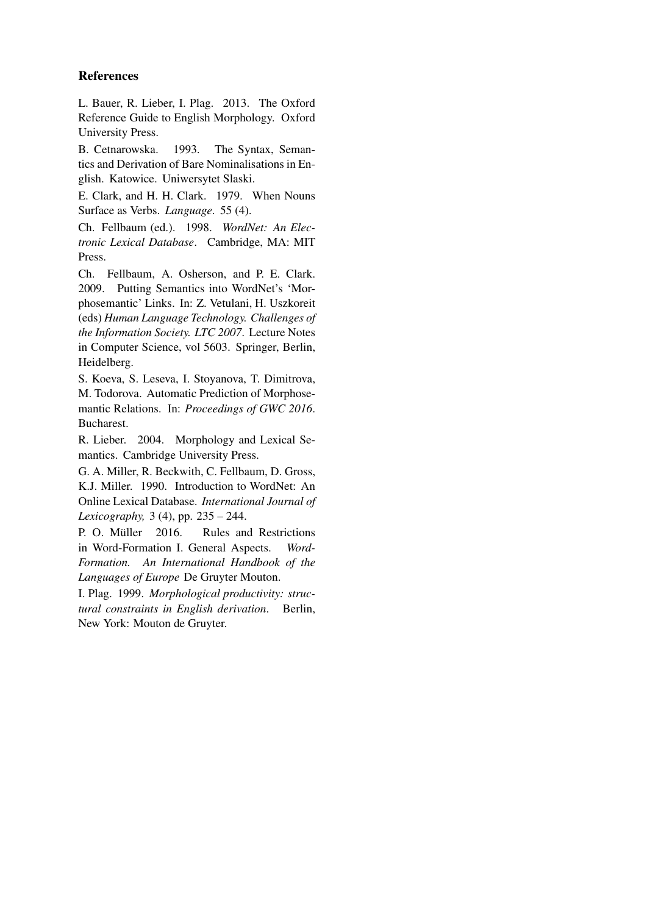## References

L. Bauer, R. Lieber, I. Plag. 2013. The Oxford Reference Guide to English Morphology. Oxford University Press.

B. Cetnarowska. 1993. The Syntax, Semantics and Derivation of Bare Nominalisations in English. Katowice. Uniwersytet Slaski.

E. Clark, and H. H. Clark. 1979. When Nouns Surface as Verbs. *Language*. 55 (4).

Ch. Fellbaum (ed.). 1998. *WordNet: An Electronic Lexical Database*. Cambridge, MA: MIT Press.

Ch. Fellbaum, A. Osherson, and P. E. Clark. 2009. Putting Semantics into WordNet's 'Morphosemantic' Links. In: Z. Vetulani, H. Uszkoreit (eds) *Human Language Technology. Challenges of the Information Society. LTC 2007*. Lecture Notes in Computer Science, vol 5603. Springer, Berlin, Heidelberg.

S. Koeva, S. Leseva, I. Stoyanova, T. Dimitrova, M. Todorova. Automatic Prediction of Morphosemantic Relations. In: *Proceedings of GWC 2016*. Bucharest.

R. Lieber. 2004. Morphology and Lexical Semantics. Cambridge University Press.

G. A. Miller, R. Beckwith, C. Fellbaum, D. Gross, K.J. Miller. 1990. Introduction to WordNet: An Online Lexical Database. *International Journal of Lexicography,* 3 (4), pp. 235 – 244.

P. O. Müller 2016. Rules and Restrictions in Word-Formation I. General Aspects. *Word-Formation. An International Handbook of the Languages of Europe* De Gruyter Mouton.

I. Plag. 1999. *Morphological productivity: structural constraints in English derivation*. Berlin, New York: Mouton de Gruyter.